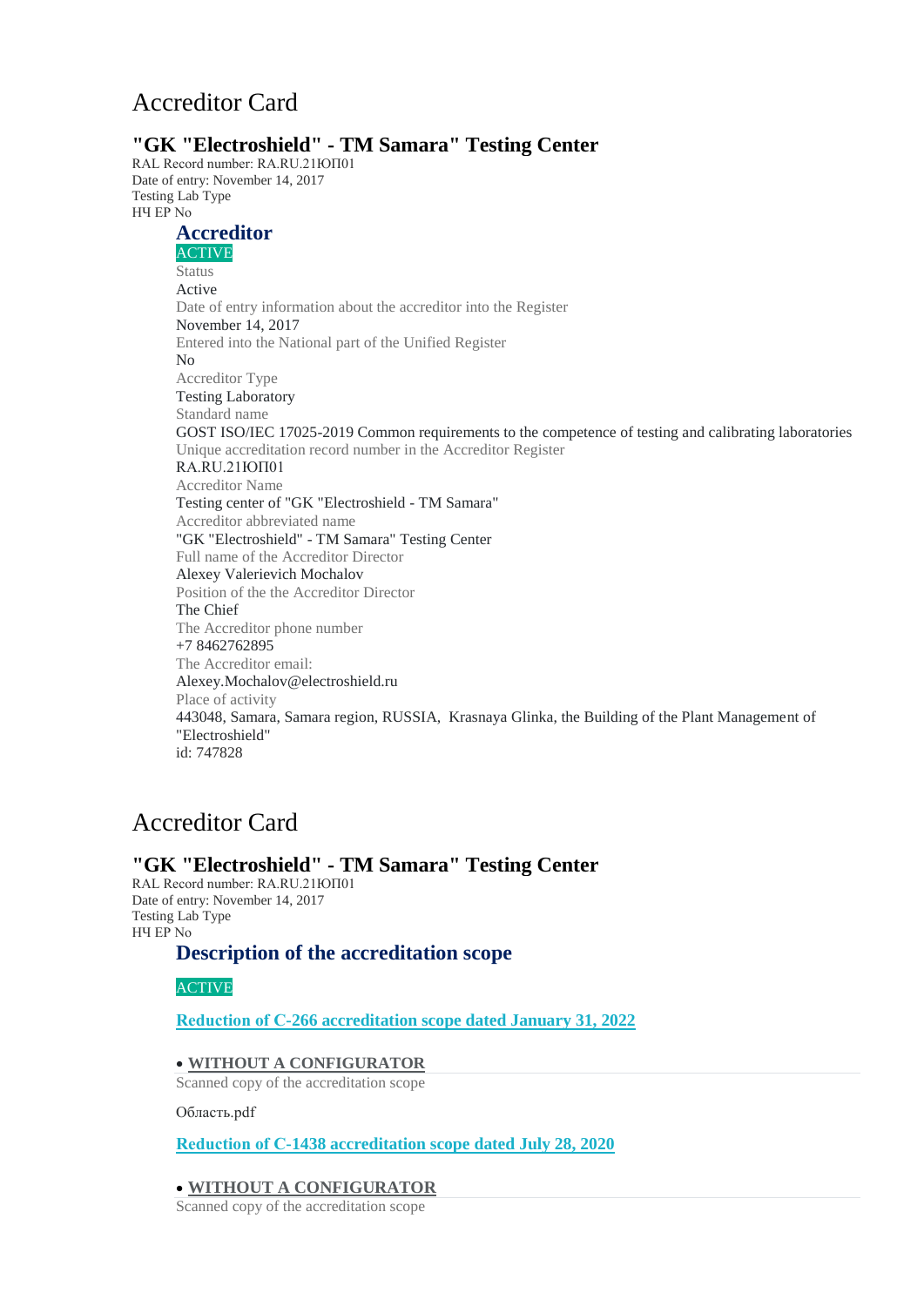# Accreditor Card

## "GK "Electroshield" - TM Samara" Testing Center

RAL Record number: RA.RU.21ЮП01
Date of entry: November 14, 2017
Testing Lab Type
НЧ ЕР No

### Accreditor

ACTIVE

Status
Active
Date of entry information about the accreditor into the Register
November 14, 2017
Entered into the National part of the Unified Register
No
Accreditor Type
Testing Laboratory
Standard name
GOST ISO/IEC 17025-2019 Common requirements to the competence of testing and calibrating laboratories
Unique accreditation record number in the Accreditor Register
RA.RU.21ЮП01
Accreditor Name
Testing center of "GK "Electroshield - TM Samara"
Accreditor abbreviated name
"GK "Electroshield" - TM Samara" Testing Center
Full name of the Accreditor Director
Alexey Valerievich Mochalov
Position of the the Accreditor Director
The Chief
The Accreditor phone number
+7 8462762895
The Accreditor email:
Alexey.Mochalov@electroshield.ru
Place of activity
443048, Samara, Samara region, RUSSIA, Krasnaya Glinka, the Building of the Plant Management of "Electroshield"
id: 747828

# Accreditor Card

## "GK "Electroshield" - TM Samara" Testing Center

RAL Record number: RA.RU.21ЮП01
Date of entry: November 14, 2017
Testing Lab Type
НЧ ЕР No

### Description of the accreditation scope

ACTIVE

**Reduction of C-266 accreditation scope dated January 31, 2022**

- **WITHOUT A CONFIGURATOR**

Scanned copy of the accreditation scope

Область.pdf

**Reduction of C-1438 accreditation scope dated July 28, 2020**

- **WITHOUT A CONFIGURATOR**

Scanned copy of the accreditation scope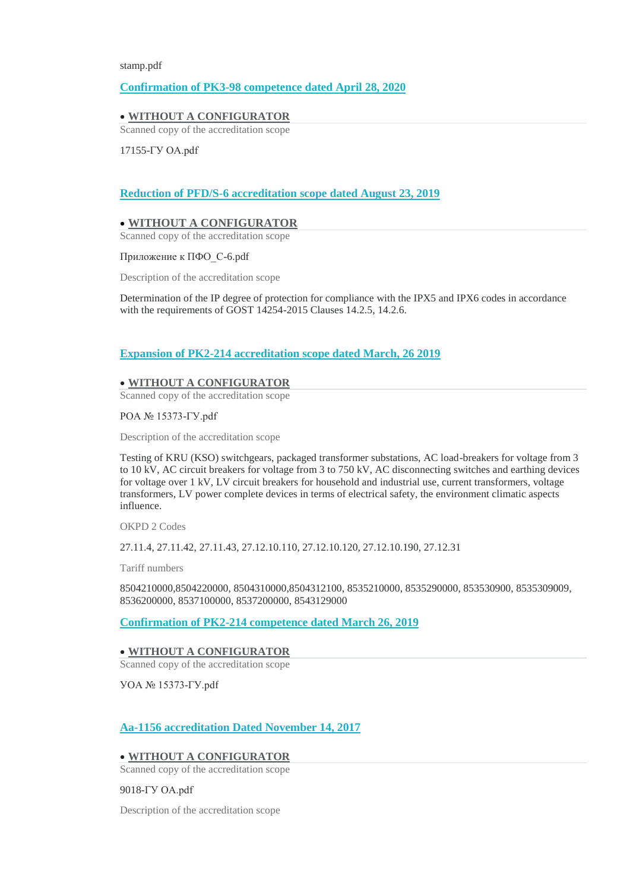stamp.pdf

## [Confirmation of PK3-98 competence dated April 28, 2020]

- **WITHOUT A CONFIGURATOR**

Scanned copy of the accreditation scope

17155-ГУ ОА.pdf

## [Reduction of PFD/S-6 accreditation scope dated August 23, 2019]

- **WITHOUT A CONFIGURATOR**

Scanned copy of the accreditation scope

Приложение к ПФО_С-6.pdf

Description of the accreditation scope

Determination of the IP degree of protection for compliance with the IPX5 and IPX6 codes in accordance with the requirements of GOST 14254-2015 Clauses 14.2.5, 14.2.6.

## [Expansion of PK2-214 accreditation scope dated March, 26 2019]

- **WITHOUT A CONFIGURATOR**

Scanned copy of the accreditation scope

РОА № 15373-ГУ.pdf

Description of the accreditation scope

Testing of KRU (KSO) switchgears, packaged transformer substations, AC load-breakers for voltage from 3 to 10 kV, AC circuit breakers for voltage from 3 to 750 kV, AC disconnecting switches and earthing devices for voltage over 1 kV, LV circuit breakers for household and industrial use, current transformers, voltage transformers, LV power complete devices in terms of electrical safety, the environment climatic aspects influence.

OKPD 2 Codes

27.11.4, 27.11.42, 27.11.43, 27.12.10.110, 27.12.10.120, 27.12.10.190, 27.12.31

Tariff numbers

8504210000,8504220000, 8504310000,8504312100, 8535210000, 8535290000, 853530900, 8535309009, 8536200000, 8537100000, 8537200000, 8543129000

## [Confirmation of PK2-214 competence dated March 26, 2019]

- **WITHOUT A CONFIGURATOR**

Scanned copy of the accreditation scope

УОА № 15373-ГУ.pdf

## [Aa-1156 accreditation Dated November 14, 2017]

- **WITHOUT A CONFIGURATOR**

Scanned copy of the accreditation scope

9018-ГУ ОА.pdf

Description of the accreditation scope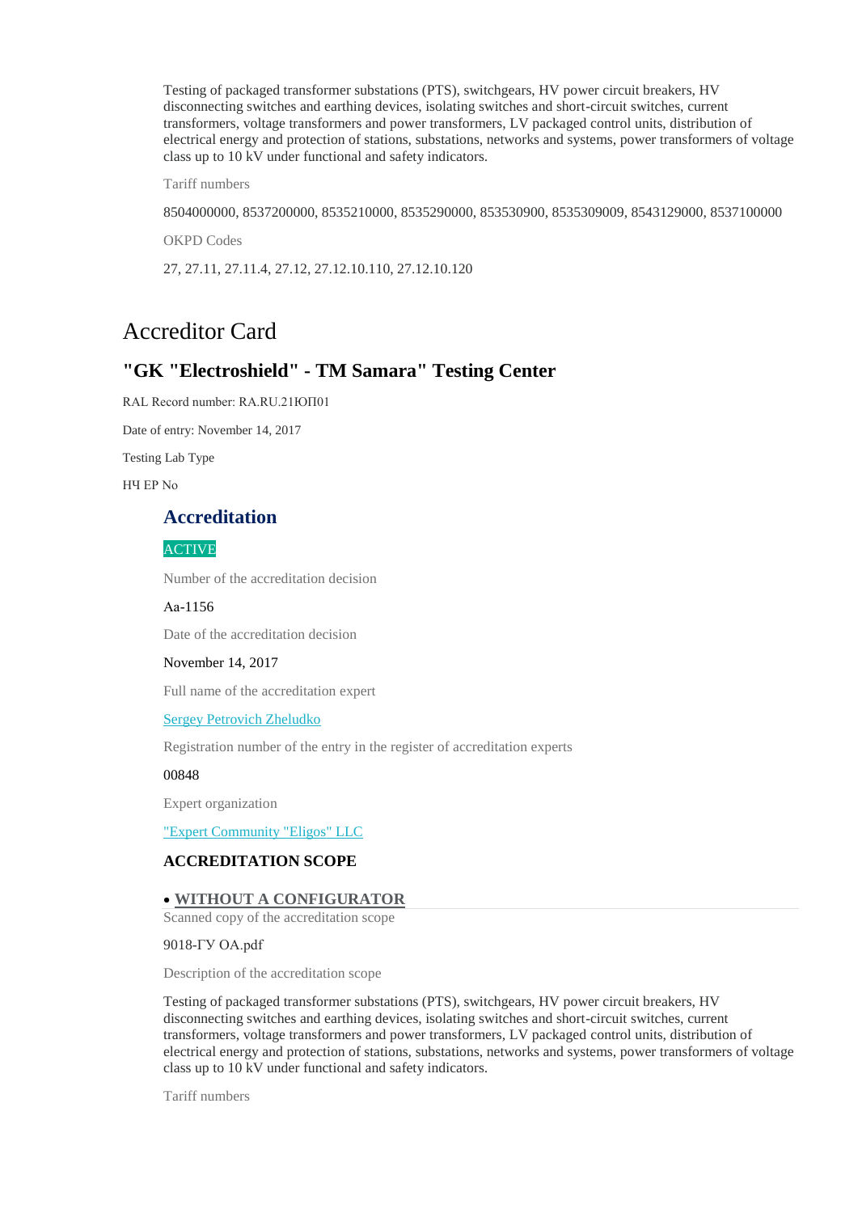Testing of packaged transformer substations (PTS), switchgears, HV power circuit breakers, HV disconnecting switches and earthing devices, isolating switches and short-circuit switches, current transformers, voltage transformers and power transformers, LV packaged control units, distribution of electrical energy and protection of stations, substations, networks and systems, power transformers of voltage class up to 10 kV under functional and safety indicators.

Tariff numbers

8504000000, 8537200000, 8535210000, 8535290000, 853530900, 8535309009, 8543129000, 8537100000

OKPD Codes

27, 27.11, 27.11.4, 27.12, 27.12.10.110, 27.12.10.120

# Accreditor Card

## "GK "Electroshield" - TM Samara" Testing Center

RAL Record number: RA.RU.21ЮП01

Date of entry: November 14, 2017

Testing Lab Type

НЧ ЕР No

### Accreditation

ACTIVE

Number of the accreditation decision

Аа-1156

Date of the accreditation decision

November 14, 2017

Full name of the accreditation expert

Sergey Petrovich Zheludko

Registration number of the entry in the register of accreditation experts

00848

Expert organization

"Expert Community "Eligos" LLC

#### ACCREDITATION SCOPE

- **WITHOUT A CONFIGURATOR**

Scanned copy of the accreditation scope

9018-ГУ ОА.pdf

Description of the accreditation scope

Testing of packaged transformer substations (PTS), switchgears, HV power circuit breakers, HV disconnecting switches and earthing devices, isolating switches and short-circuit switches, current transformers, voltage transformers and power transformers, LV packaged control units, distribution of electrical energy and protection of stations, substations, networks and systems, power transformers of voltage class up to 10 kV under functional and safety indicators.

Tariff numbers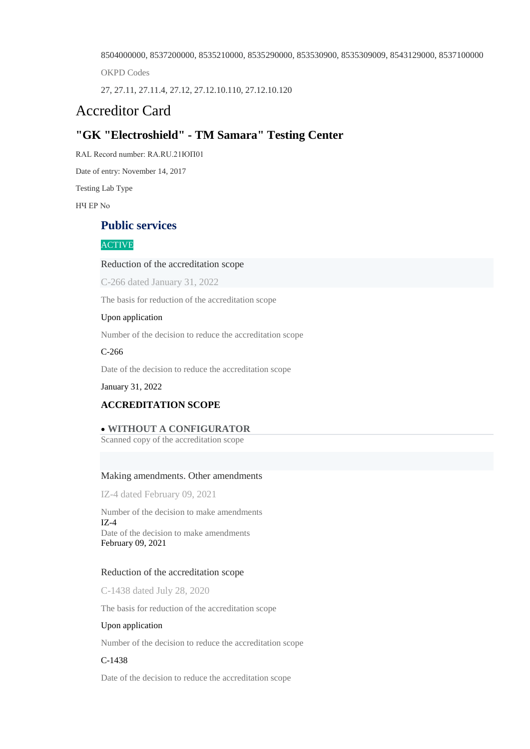8504000000, 8537200000, 8535210000, 8535290000, 853530900, 8535309009, 8543129000, 8537100000

OKPD Codes

27, 27.11, 27.11.4, 27.12, 27.12.10.110, 27.12.10.120

# Accreditor Card

## "GK "Electroshield" - TM Samara" Testing Center

RAL Record number: RA.RU.21ЮП01

Date of entry: November 14, 2017

Testing Lab Type

НЧ ЕР No

### Public services

ACTIVE

Reduction of the accreditation scope

C-266 dated January 31, 2022

The basis for reduction of the accreditation scope

Upon application

Number of the decision to reduce the accreditation scope

C-266

Date of the decision to reduce the accreditation scope

January 31, 2022

**ACCREDITATION SCOPE**

- **WITHOUT A CONFIGURATOR**

Scanned copy of the accreditation scope

Making amendments. Other amendments

IZ-4 dated February 09, 2021

Number of the decision to make amendments
IZ-4
Date of the decision to make amendments
February 09, 2021

Reduction of the accreditation scope

C-1438 dated July 28, 2020

The basis for reduction of the accreditation scope

Upon application

Number of the decision to reduce the accreditation scope

C-1438

Date of the decision to reduce the accreditation scope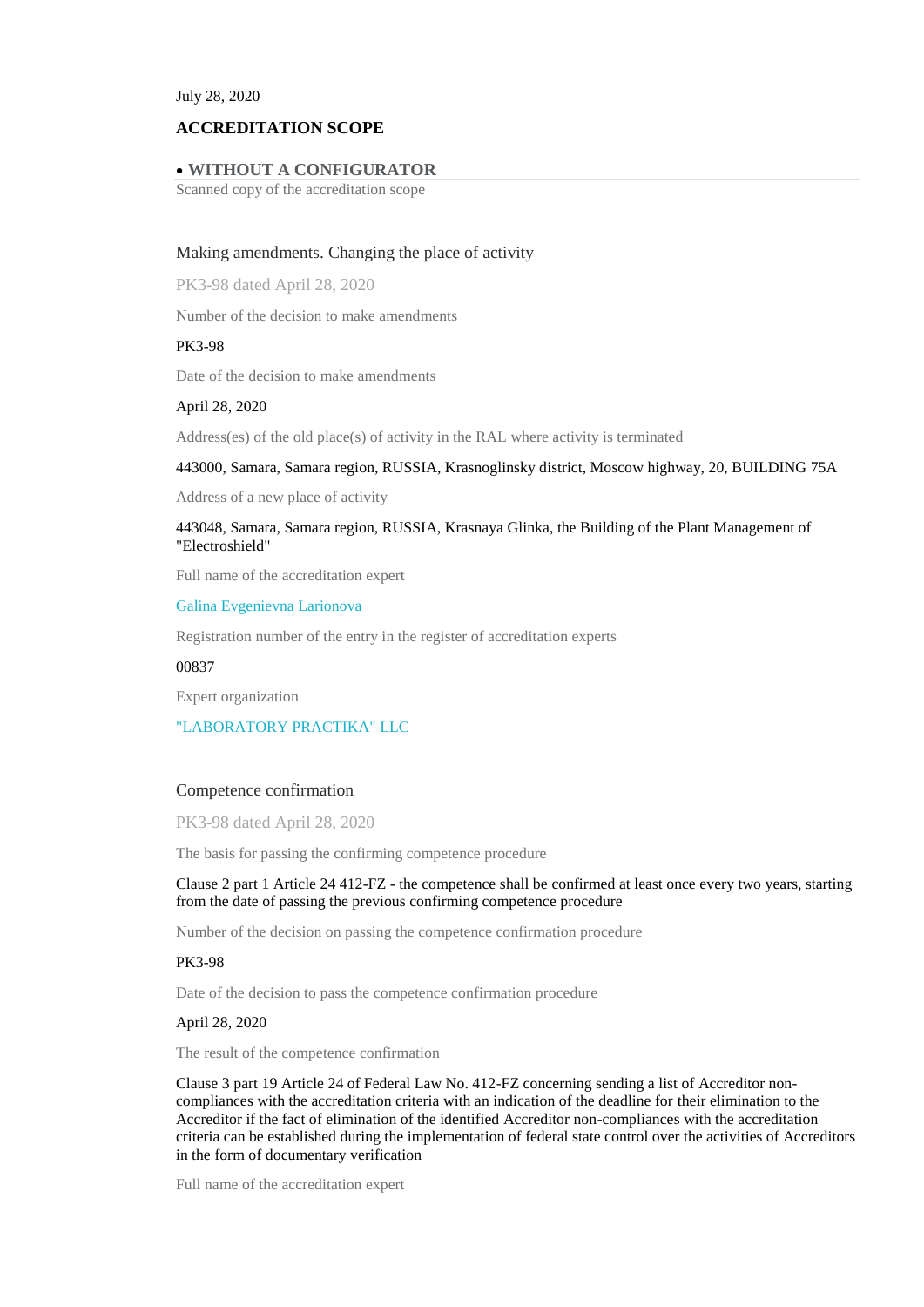July 28, 2020

**ACCREDITATION SCOPE**

- **WITHOUT A CONFIGURATOR**

Scanned copy of the accreditation scope

Making amendments. Changing the place of activity

PK3-98 dated April 28, 2020

Number of the decision to make amendments

PK3-98

Date of the decision to make amendments

April 28, 2020

Address(es) of the old place(s) of activity in the RAL where activity is terminated

443000, Samara, Samara region, RUSSIA, Krasnoglinsky district, Moscow highway, 20, BUILDING 75A

Address of a new place of activity

443048, Samara, Samara region, RUSSIA, Krasnaya Glinka, the Building of the Plant Management of "Electroshield"

Full name of the accreditation expert

Galina Evgenievna Larionova

Registration number of the entry in the register of accreditation experts

00837

Expert organization

"LABORATORY PRACTIKA" LLC

Competence confirmation

PK3-98 dated April 28, 2020

The basis for passing the confirming competence procedure

Clause 2 part 1 Article 24 412-FZ - the competence shall be confirmed at least once every two years, starting from the date of passing the previous confirming competence procedure

Number of the decision on passing the competence confirmation procedure

PK3-98

Date of the decision to pass the competence confirmation procedure

April 28, 2020

The result of the competence confirmation

Clause 3 part 19 Article 24 of Federal Law No. 412-FZ concerning sending a list of Accreditor non-compliances with the accreditation criteria with an indication of the deadline for their elimination to the Accreditor if the fact of elimination of the identified Accreditor non-compliances with the accreditation criteria can be established during the implementation of federal state control over the activities of Accreditors in the form of documentary verification

Full name of the accreditation expert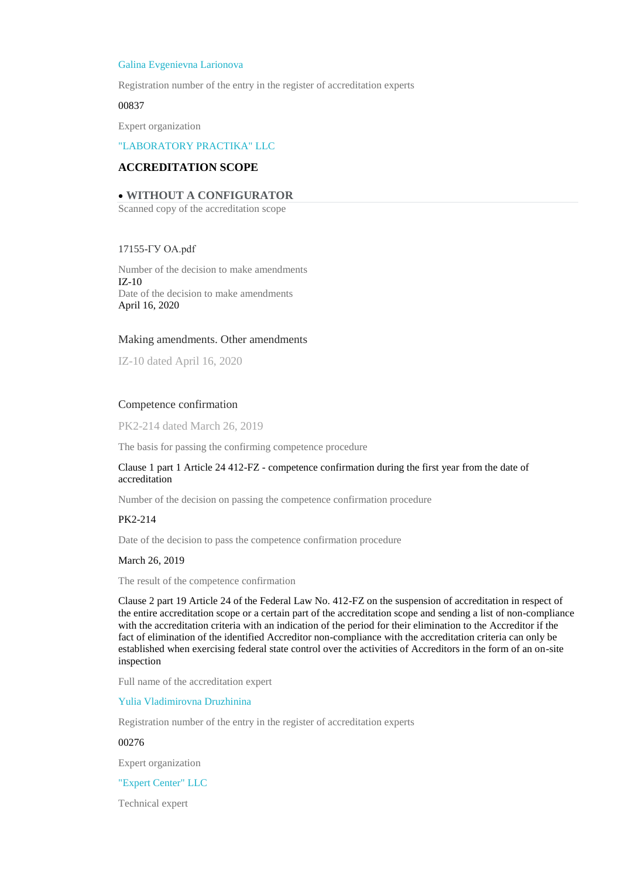Galina Evgenievna Larionova

Registration number of the entry in the register of accreditation experts

00837

Expert organization

"LABORATORY PRACTIKA" LLC

## ACCREDITATION SCOPE

- **WITHOUT A CONFIGURATOR**

Scanned copy of the accreditation scope

17155-ГУ ОА.pdf

Number of the decision to make amendments
IZ-10
Date of the decision to make amendments
April 16, 2020

### Making amendments. Other amendments

IZ-10 dated April 16, 2020

### Competence confirmation

PK2-214 dated March 26, 2019

The basis for passing the confirming competence procedure

Clause 1 part 1 Article 24 412-FZ - competence confirmation during the first year from the date of accreditation

Number of the decision on passing the competence confirmation procedure

PK2-214

Date of the decision to pass the competence confirmation procedure

March 26, 2019

The result of the competence confirmation

Clause 2 part 19 Article 24 of the Federal Law No. 412-FZ on the suspension of accreditation in respect of the entire accreditation scope or a certain part of the accreditation scope and sending a list of non-compliance with the accreditation criteria with an indication of the period for their elimination to the Accreditor if the fact of elimination of the identified Accreditor non-compliance with the accreditation criteria can only be established when exercising federal state control over the activities of Accreditors in the form of an on-site inspection

Full name of the accreditation expert

Yulia Vladimirovna Druzhinina

Registration number of the entry in the register of accreditation experts

00276

Expert organization

"Expert Center" LLC

Technical expert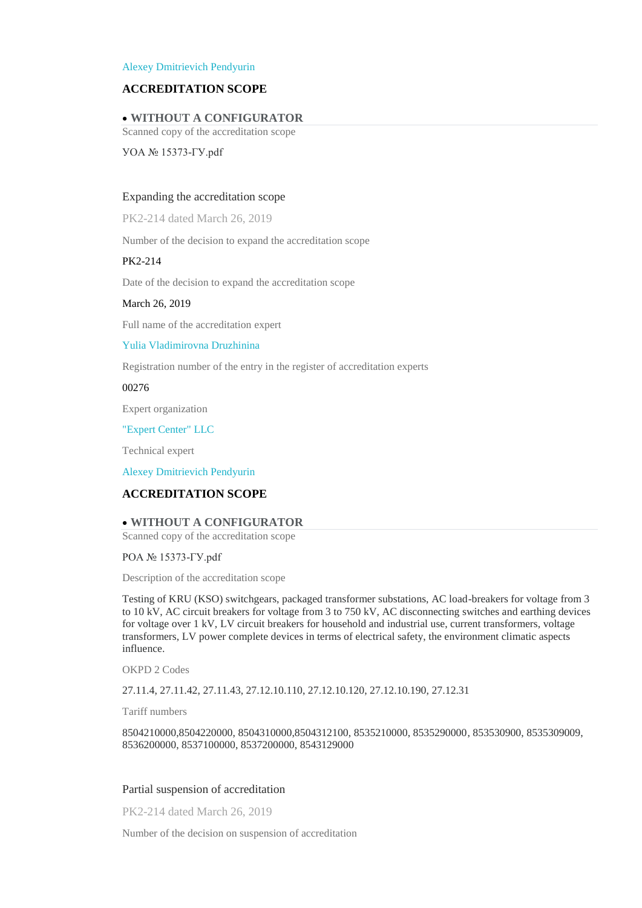Alexey Dmitrievich Pendyurin

**ACCREDITATION SCOPE**

- **WITHOUT A CONFIGURATOR**

Scanned copy of the accreditation scope

УОА № 15373-ГУ.pdf

Expanding the accreditation scope

PK2-214 dated March 26, 2019

Number of the decision to expand the accreditation scope

PK2-214

Date of the decision to expand the accreditation scope

March 26, 2019

Full name of the accreditation expert

Yulia Vladimirovna Druzhinina

Registration number of the entry in the register of accreditation experts

00276

Expert organization

"Expert Center" LLC

Technical expert

Alexey Dmitrievich Pendyurin

**ACCREDITATION SCOPE**

- **WITHOUT A CONFIGURATOR**

Scanned copy of the accreditation scope

РОА № 15373-ГУ.pdf

Description of the accreditation scope

Testing of KRU (KSO) switchgears, packaged transformer substations, AC load-breakers for voltage from 3 to 10 kV, AC circuit breakers for voltage from 3 to 750 kV, AC disconnecting switches and earthing devices for voltage over 1 kV, LV circuit breakers for household and industrial use, current transformers, voltage transformers, LV power complete devices in terms of electrical safety, the environment climatic aspects influence.

OKPD 2 Codes

27.11.4, 27.11.42, 27.11.43, 27.12.10.110, 27.12.10.120, 27.12.10.190, 27.12.31

Tariff numbers

8504210000,8504220000, 8504310000,8504312100, 8535210000, 8535290000, 853530900, 8535309009, 8536200000, 8537100000, 8537200000, 8543129000

Partial suspension of accreditation

PK2-214 dated March 26, 2019

Number of the decision on suspension of accreditation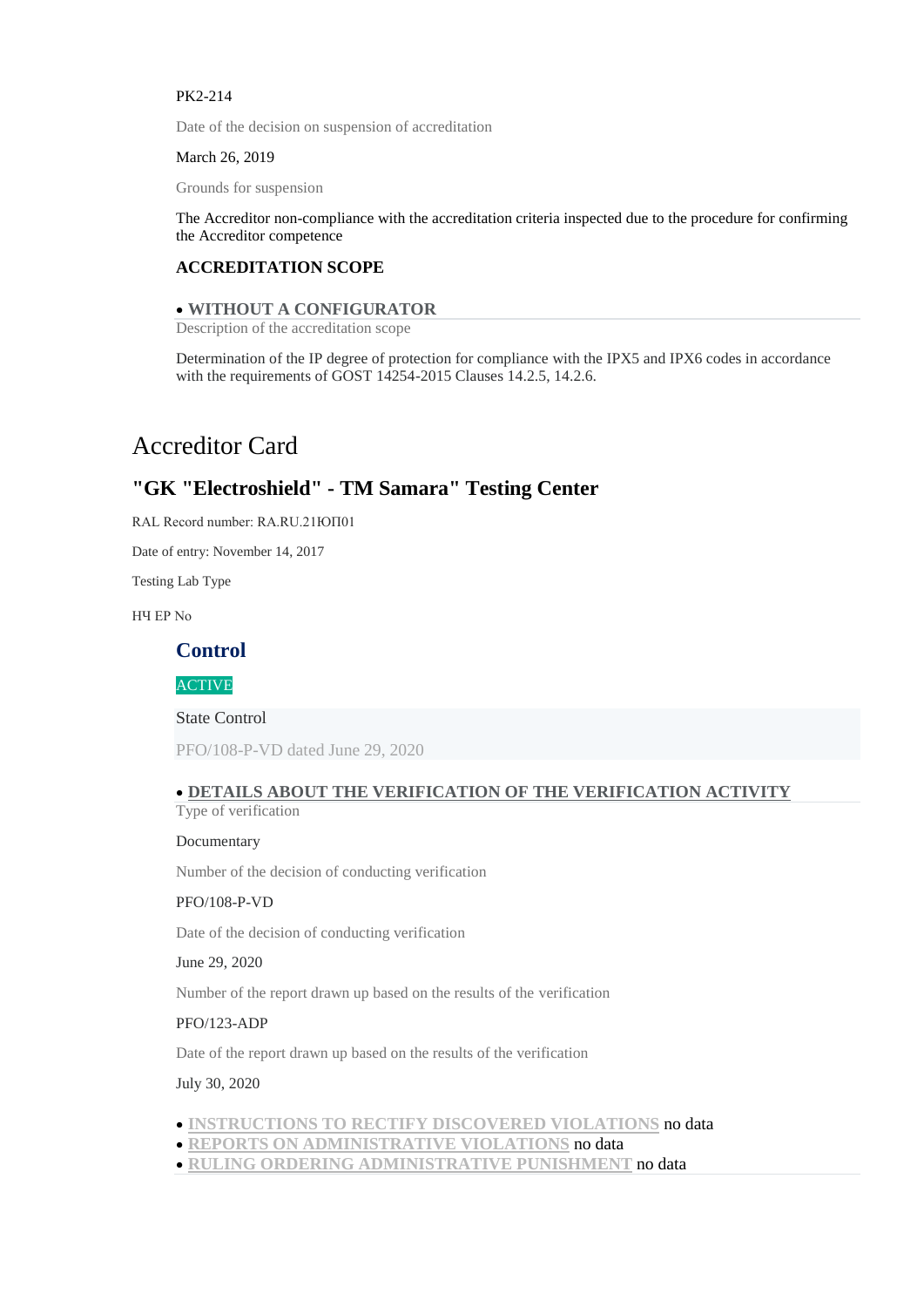PK2-214

Date of the decision on suspension of accreditation

March 26, 2019

Grounds for suspension

The Accreditor non-compliance with the accreditation criteria inspected due to the procedure for confirming the Accreditor competence

**ACCREDITATION SCOPE**

- **WITHOUT A CONFIGURATOR**

Description of the accreditation scope

Determination of the IP degree of protection for compliance with the IPX5 and IPX6 codes in accordance with the requirements of GOST 14254-2015 Clauses 14.2.5, 14.2.6.

# Accreditor Card

## "GK "Electroshield" - TM Samara" Testing Center

RAL Record number: RA.RU.21ЮП01

Date of entry: November 14, 2017

Testing Lab Type

НЧ ЕР No

### Control

ACTIVE

State Control

PFO/108-P-VD dated June 29, 2020

- **DETAILS ABOUT THE VERIFICATION OF THE VERIFICATION ACTIVITY**

Type of verification

Documentary

Number of the decision of conducting verification

PFO/108-P-VD

Date of the decision of conducting verification

June 29, 2020

Number of the report drawn up based on the results of the verification

PFO/123-ADP

Date of the report drawn up based on the results of the verification

July 30, 2020

- **INSTRUCTIONS TO RECTIFY DISCOVERED VIOLATIONS** no data
- **REPORTS ON ADMINISTRATIVE VIOLATIONS** no data
- **RULING ORDERING ADMINISTRATIVE PUNISHMENT** no data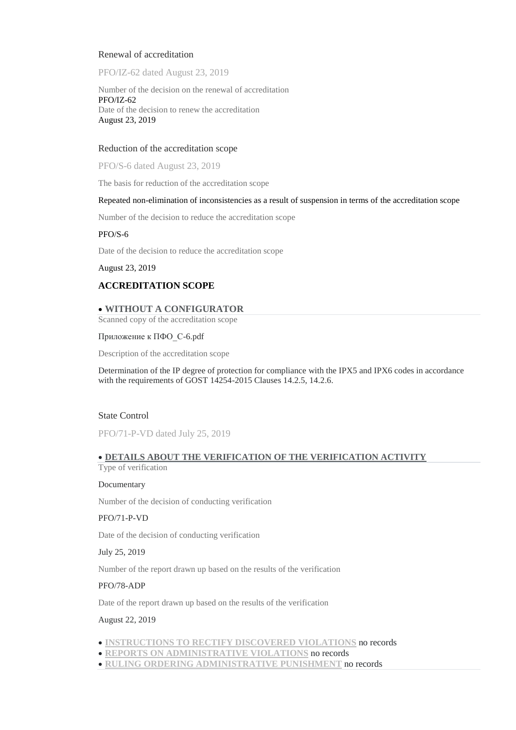### Renewal of accreditation

PFO/IZ-62 dated August 23, 2019

Number of the decision on the renewal of accreditation
PFO/IZ-62
Date of the decision to renew the accreditation
August 23, 2019

### Reduction of the accreditation scope

PFO/S-6 dated August 23, 2019

The basis for reduction of the accreditation scope

Repeated non-elimination of inconsistencies as a result of suspension in terms of the accreditation scope

Number of the decision to reduce the accreditation scope

PFO/S-6

Date of the decision to reduce the accreditation scope

August 23, 2019

## ACCREDITATION SCOPE

- **WITHOUT A CONFIGURATOR**

Scanned copy of the accreditation scope

Приложение к ПФО_С-6.pdf

Description of the accreditation scope

Determination of the IP degree of protection for compliance with the IPX5 and IPX6 codes in accordance with the requirements of GOST 14254-2015 Clauses 14.2.5, 14.2.6.

### State Control

PFO/71-P-VD dated July 25, 2019

- **DETAILS ABOUT THE VERIFICATION OF THE VERIFICATION ACTIVITY**

Type of verification

Documentary

Number of the decision of conducting verification

PFO/71-P-VD

Date of the decision of conducting verification

July 25, 2019

Number of the report drawn up based on the results of the verification

PFO/78-ADP

Date of the report drawn up based on the results of the verification

August 22, 2019

- **INSTRUCTIONS TO RECTIFY DISCOVERED VIOLATIONS** no records
- **REPORTS ON ADMINISTRATIVE VIOLATIONS** no records
- **RULING ORDERING ADMINISTRATIVE PUNISHMENT** no records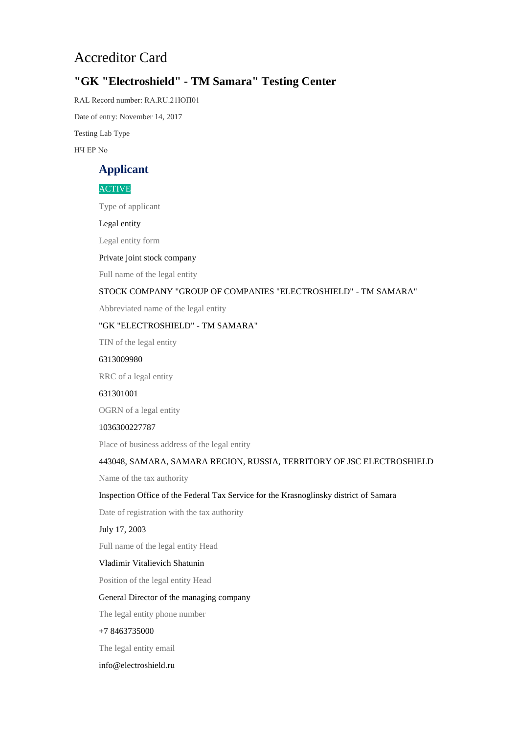# Accreditor Card

## "GK "Electroshield" - TM Samara" Testing Center

RAL Record number: RA.RU.21ЮП01

Date of entry: November 14, 2017

Testing Lab Type

НЧ ЕР No

### Applicant

ACTIVE

Type of applicant

Legal entity

Legal entity form

Private joint stock company

Full name of the legal entity

STOCK COMPANY "GROUP OF COMPANIES "ELECTROSHIELD" - TM SAMARA"

Abbreviated name of the legal entity

"GK "ELECTROSHIELD" - TM SAMARA"

TIN of the legal entity

6313009980

RRC of a legal entity

631301001

OGRN of a legal entity

1036300227787

Place of business address of the legal entity

443048, SAMARA, SAMARA REGION, RUSSIA, TERRITORY OF JSC ELECTROSHIELD

Name of the tax authority

Inspection Office of the Federal Tax Service for the Krasnoglinsky district of Samara

Date of registration with the tax authority

July 17, 2003

Full name of the legal entity Head

Vladimir Vitalievich Shatunin

Position of the legal entity Head

General Director of the managing company

The legal entity phone number

+7 8463735000

The legal entity email

info@electroshield.ru